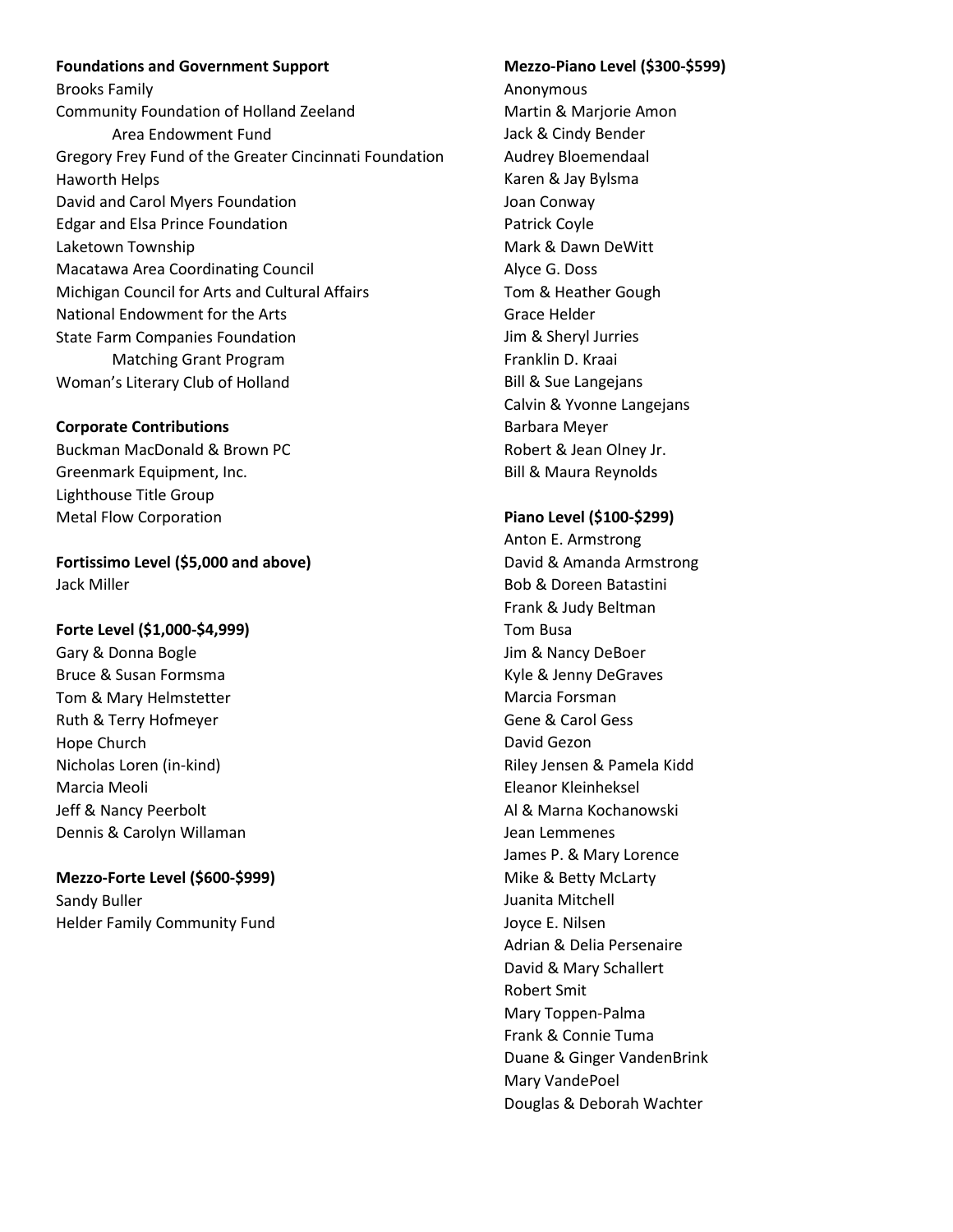**Foundations and Government Support**

Brooks Family
Community Foundation of Holland Zeeland Area Endowment Fund
Gregory Frey Fund of the Greater Cincinnati Foundation
Haworth Helps
David and Carol Myers Foundation
Edgar and Elsa Prince Foundation
Laketown Township
Macatawa Area Coordinating Council
Michigan Council for Arts and Cultural Affairs
National Endowment for the Arts
State Farm Companies Foundation Matching Grant Program
Woman's Literary Club of Holland

**Corporate Contributions**

Buckman MacDonald & Brown PC
Greenmark Equipment, Inc.
Lighthouse Title Group
Metal Flow Corporation

**Fortissimo Level ($5,000 and above)**

Jack Miller

**Forte Level ($1,000-$4,999)**

Gary & Donna Bogle
Bruce & Susan Formsma
Tom & Mary Helmstetter
Ruth & Terry Hofmeyer
Hope Church
Nicholas Loren (in-kind)
Marcia Meoli
Jeff & Nancy Peerbolt
Dennis & Carolyn Willaman

**Mezzo-Forte Level ($600-$999)**

Sandy Buller
Helder Family Community Fund

**Mezzo-Piano Level ($300-$599)**

Anonymous
Martin & Marjorie Amon
Jack & Cindy Bender
Audrey Bloemendaal
Karen & Jay Bylsma
Joan Conway
Patrick Coyle
Mark & Dawn DeWitt
Alyce G. Doss
Tom & Heather Gough
Grace Helder
Jim & Sheryl Jurries
Franklin D. Kraai
Bill & Sue Langejans
Calvin & Yvonne Langejans
Barbara Meyer
Robert & Jean Olney Jr.
Bill & Maura Reynolds

**Piano Level ($100-$299)**

Anton E. Armstrong
David & Amanda Armstrong
Bob & Doreen Batastini
Frank & Judy Beltman
Tom Busa
Jim & Nancy DeBoer
Kyle & Jenny DeGraves
Marcia Forsman
Gene & Carol Gess
David Gezon
Riley Jensen & Pamela Kidd
Eleanor Kleinheksel
Al & Marna Kochanowski
Jean Lemmenes
James P. & Mary Lorence
Mike & Betty McLarty
Juanita Mitchell
Joyce E. Nilsen
Adrian & Delia Persenaire
David & Mary Schallert
Robert Smit
Mary Toppen-Palma
Frank & Connie Tuma
Duane & Ginger VandenBrink
Mary VandePoel
Douglas & Deborah Wachter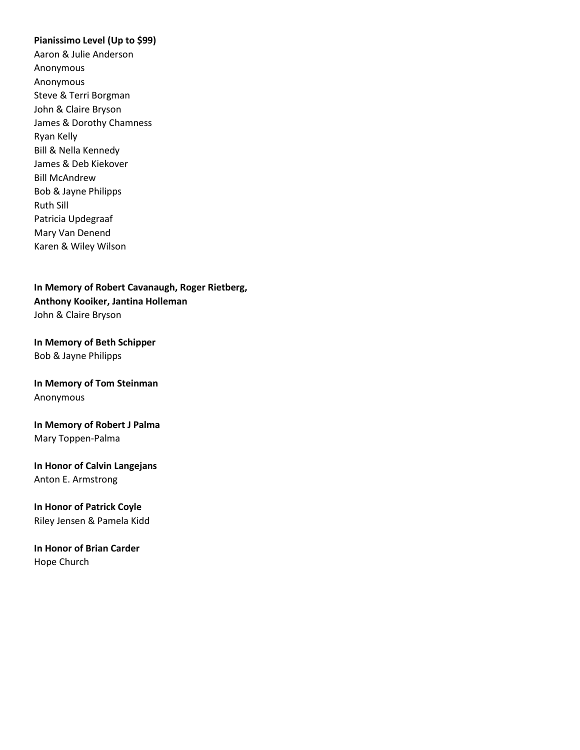**Pianissimo Level (Up to $99)**

Aaron & Julie Anderson
Anonymous
Anonymous
Steve & Terri Borgman
John & Claire Bryson
James & Dorothy Chamness
Ryan Kelly
Bill & Nella Kennedy
James & Deb Kiekover
Bill McAndrew
Bob & Jayne Philipps
Ruth Sill
Patricia Updegraaf
Mary Van Denend
Karen & Wiley Wilson

**In Memory of Robert Cavanaugh, Roger Rietberg, Anthony Kooiker, Jantina Holleman**
John & Claire Bryson

**In Memory of Beth Schipper**
Bob & Jayne Philipps

**In Memory of Tom Steinman**
Anonymous

**In Memory of Robert J Palma**
Mary Toppen-Palma

**In Honor of Calvin Langejans**
Anton E. Armstrong

**In Honor of Patrick Coyle**
Riley Jensen & Pamela Kidd

**In Honor of Brian Carder**
Hope Church